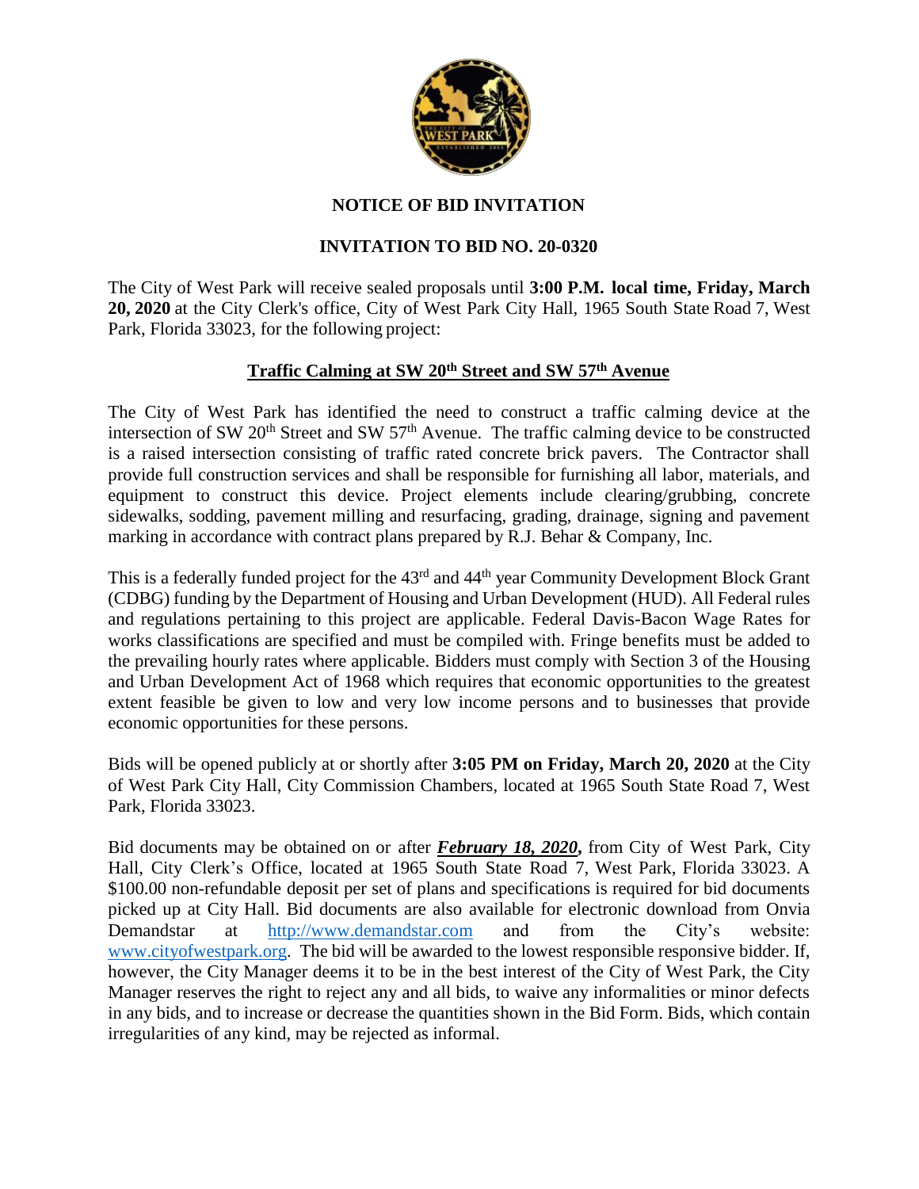# NOTICE OF BID INVITATION

## INVITATION TO BID NO. 20-0320

The City of West Park will receive sealed proposals until **3:00 P.M. local time, Friday, March 20, 2020** at the City Clerk's office, City of West Park City Hall, 1965 South State Road 7, West Park, Florida 33023, for the following project:

### Traffic Calming at SW 20th Street and SW 57th Avenue

The City of West Park has identified the need to construct a traffic calming device at the intersection of SW 20th Street and SW 57th Avenue. The traffic calming device to be constructed is a raised intersection consisting of traffic rated concrete brick pavers. The Contractor shall provide full construction services and shall be responsible for furnishing all labor, materials, and equipment to construct this device. Project elements include clearing/grubbing, concrete sidewalks, sodding, pavement milling and resurfacing, grading, drainage, signing and pavement marking in accordance with contract plans prepared by R.J. Behar & Company, Inc.

This is a federally funded project for the 43rd and 44th year Community Development Block Grant (CDBG) funding by the Department of Housing and Urban Development (HUD). All Federal rules and regulations pertaining to this project are applicable. Federal Davis-Bacon Wage Rates for works classifications are specified and must be compiled with. Fringe benefits must be added to the prevailing hourly rates where applicable. Bidders must comply with Section 3 of the Housing and Urban Development Act of 1968 which requires that economic opportunities to the greatest extent feasible be given to low and very low income persons and to businesses that provide economic opportunities for these persons.

Bids will be opened publicly at or shortly after **3:05 PM on Friday, March 20, 2020** at the City of West Park City Hall, City Commission Chambers, located at 1965 South State Road 7, West Park, Florida 33023.

Bid documents may be obtained on or after ***February 18, 2020*****,** from City of West Park, City Hall, City Clerk's Office, located at 1965 South State Road 7, West Park, Florida 33023. A $100.00 non-refundable deposit per set of plans and specifications is required for bid documents picked up at City Hall. Bid documents are also available for electronic download from Onvia Demandstar at http://www.demandstar.com and from the City's website: www.cityofwestpark.org. The bid will be awarded to the lowest responsible responsive bidder. If, however, the City Manager deems it to be in the best interest of the City of West Park, the City Manager reserves the right to reject any and all bids, to waive any informalities or minor defects in any bids, and to increase or decrease the quantities shown in the Bid Form. Bids, which contain irregularities of any kind, may be rejected as informal.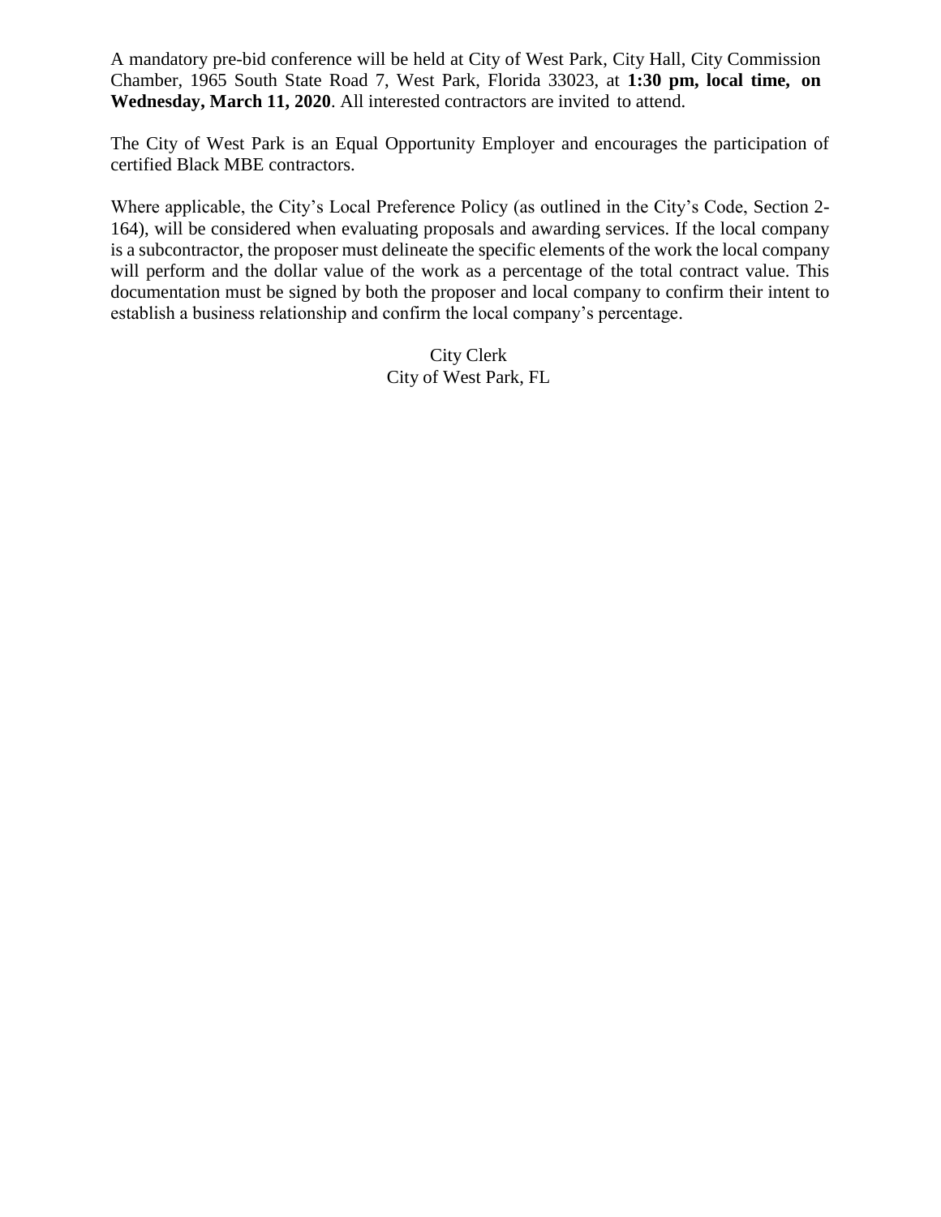A mandatory pre-bid conference will be held at City of West Park, City Hall, City Commission Chamber, 1965 South State Road 7, West Park, Florida 33023, at **1:30 pm, local time, on Wednesday, March 11, 2020**. All interested contractors are invited to attend.

The City of West Park is an Equal Opportunity Employer and encourages the participation of certified Black MBE contractors.

Where applicable, the City's Local Preference Policy (as outlined in the City's Code, Section 2-164), will be considered when evaluating proposals and awarding services. If the local company is a subcontractor, the proposer must delineate the specific elements of the work the local company will perform and the dollar value of the work as a percentage of the total contract value. This documentation must be signed by both the proposer and local company to confirm their intent to establish a business relationship and confirm the local company's percentage.

City Clerk
City of West Park, FL